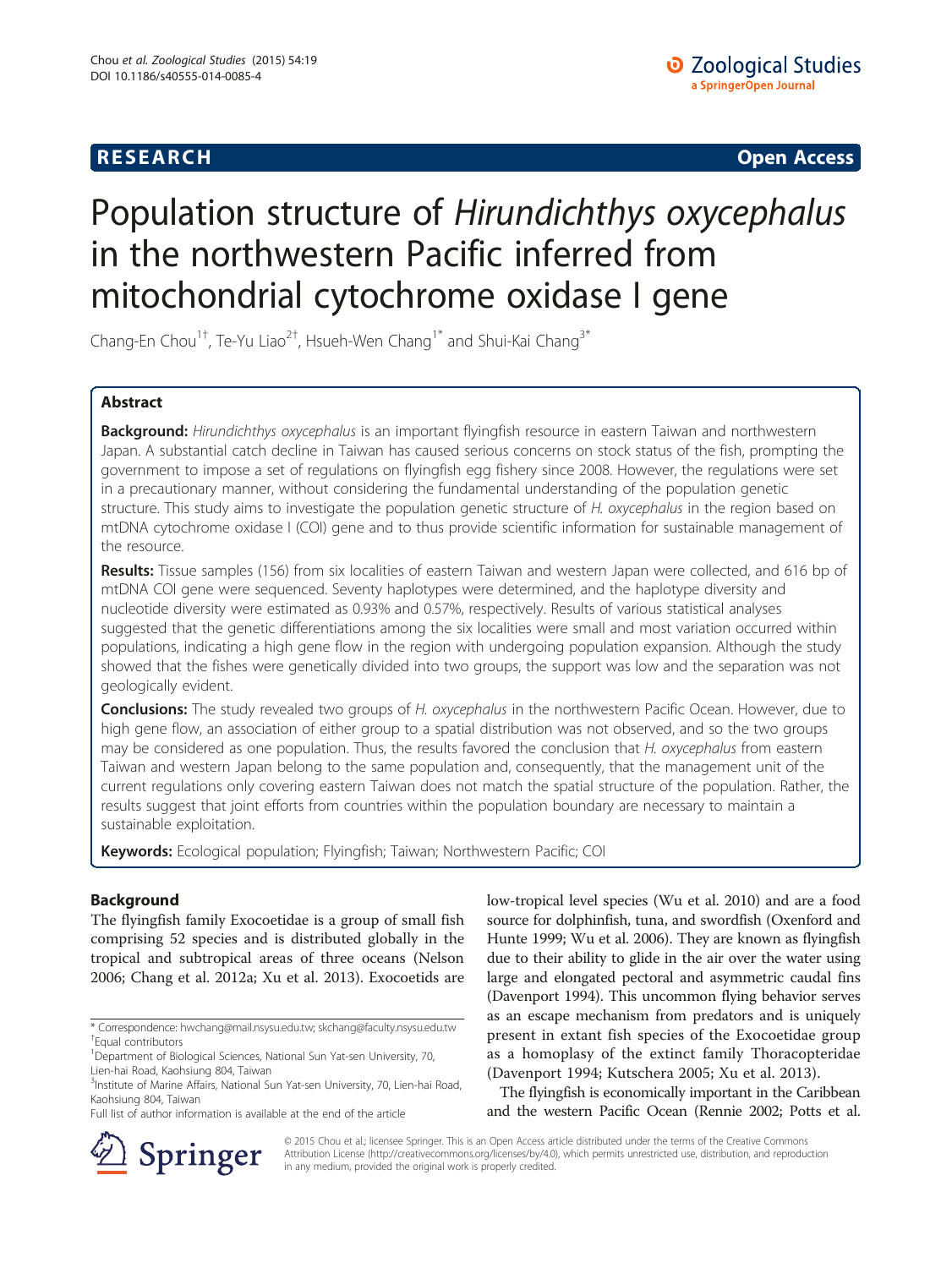**RESEARCH** **Open Access**

# Population structure of *Hirundichthys oxycephalus* in the northwestern Pacific inferred from mitochondrial cytochrome oxidase I gene

Chang-En Chou[1†], Te-Yu Liao[2†], Hsueh-Wen Chang[1*] and Shui-Kai Chang[3*]

## Abstract

**Background:** *Hirundichthys oxycephalus* is an important flyingfish resource in eastern Taiwan and northwestern Japan. A substantial catch decline in Taiwan has caused serious concerns on stock status of the fish, prompting the government to impose a set of regulations on flyingfish egg fishery since 2008. However, the regulations were set in a precautionary manner, without considering the fundamental understanding of the population genetic structure. This study aims to investigate the population genetic structure of *H. oxycephalus* in the region based on mtDNA cytochrome oxidase I (COI) gene and to thus provide scientific information for sustainable management of the resource.

**Results:** Tissue samples (156) from six localities of eastern Taiwan and western Japan were collected, and 616 bp of mtDNA COI gene were sequenced. Seventy haplotypes were determined, and the haplotype diversity and nucleotide diversity were estimated as 0.93% and 0.57%, respectively. Results of various statistical analyses suggested that the genetic differentiations among the six localities were small and most variation occurred within populations, indicating a high gene flow in the region with undergoing population expansion. Although the study showed that the fishes were genetically divided into two groups, the support was low and the separation was not geologically evident.

**Conclusions:** The study revealed two groups of *H. oxycephalus* in the northwestern Pacific Ocean. However, due to high gene flow, an association of either group to a spatial distribution was not observed, and so the two groups may be considered as one population. Thus, the results favored the conclusion that *H. oxycephalus* from eastern Taiwan and western Japan belong to the same population and, consequently, that the management unit of the current regulations only covering eastern Taiwan does not match the spatial structure of the population. Rather, the results suggest that joint efforts from countries within the population boundary are necessary to maintain a sustainable exploitation.

**Keywords:** Ecological population; Flyingfish; Taiwan; Northwestern Pacific; COI

## Background

The flyingfish family Exocoetidae is a group of small fish comprising 52 species and is distributed globally in the tropical and subtropical areas of three oceans (Nelson 2006; Chang et al. 2012a; Xu et al. 2013). Exocoetids are low-tropical level species (Wu et al. 2010) and are a food source for dolphinfish, tuna, and swordfish (Oxenford and Hunte 1999; Wu et al. 2006). They are known as flyingfish due to their ability to glide in the air over the water using large and elongated pectoral and asymmetric caudal fins (Davenport 1994). This uncommon flying behavior serves as an escape mechanism from predators and is uniquely present in extant fish species of the Exocoetidae group as a homoplasy of the extinct family Thoracopteridae (Davenport 1994; Kutschera 2005; Xu et al. 2013).

The flyingfish is economically important in the Caribbean and the western Pacific Ocean (Rennie 2002; Potts et al.

\* Correspondence: hwchang@mail.nsysu.edu.tw; skchang@faculty.nsysu.edu.tw
†Equal contributors
[1]Department of Biological Sciences, National Sun Yat-sen University, 70, Lien-hai Road, Kaohsiung 804, Taiwan
[3]Institute of Marine Affairs, National Sun Yat-sen University, 70, Lien-hai Road, Kaohsiung 804, Taiwan
Full list of author information is available at the end of the article

© 2015 Chou et al.; licensee Springer. This is an Open Access article distributed under the terms of the Creative Commons Attribution License (http://creativecommons.org/licenses/by/4.0), which permits unrestricted use, distribution, and reproduction in any medium, provided the original work is properly credited.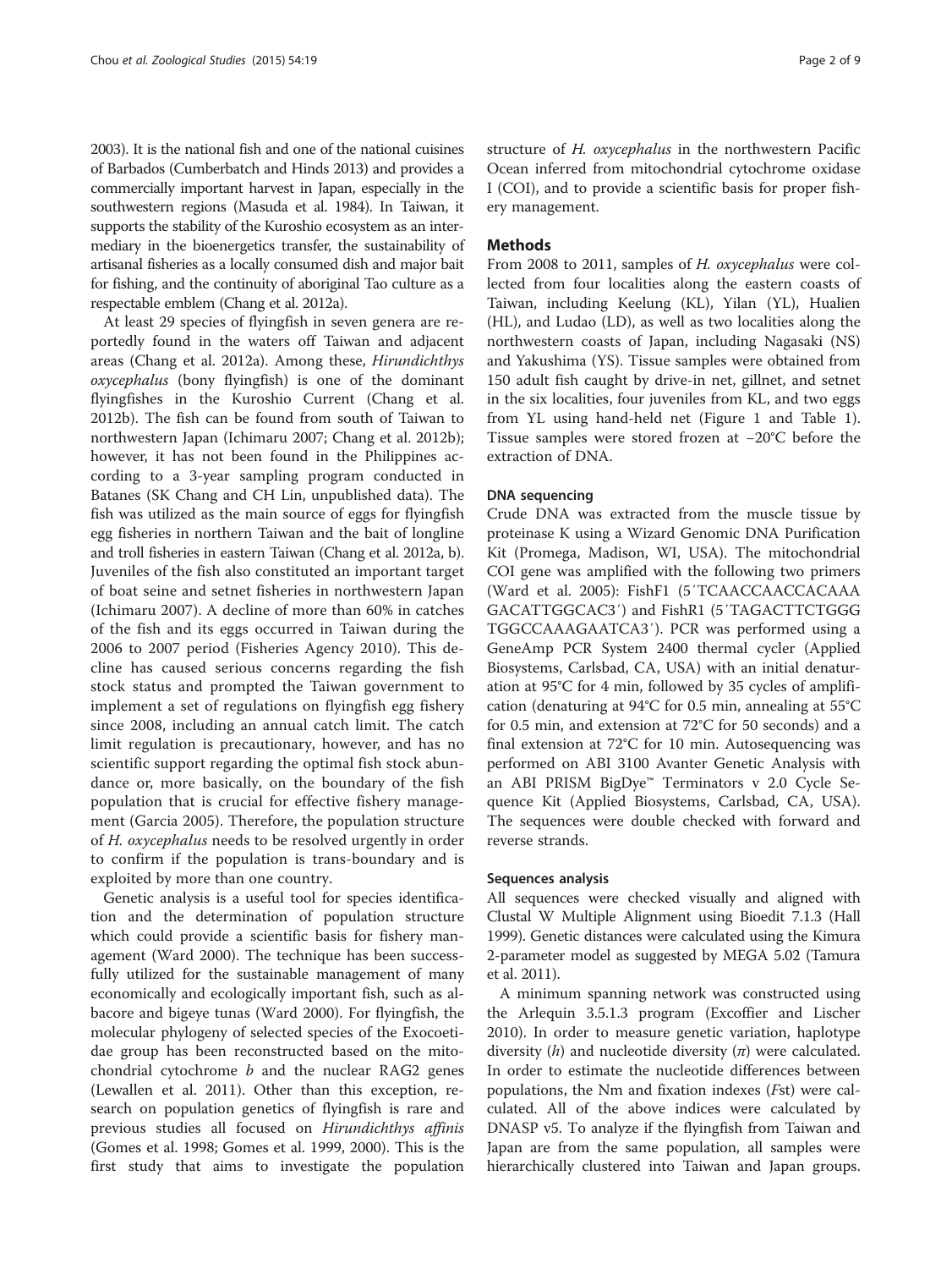2003). It is the national fish and one of the national cuisines of Barbados (Cumberbatch and Hinds 2013) and provides a commercially important harvest in Japan, especially in the southwestern regions (Masuda et al. 1984). In Taiwan, it supports the stability of the Kuroshio ecosystem as an intermediary in the bioenergetics transfer, the sustainability of artisanal fisheries as a locally consumed dish and major bait for fishing, and the continuity of aboriginal Tao culture as a respectable emblem (Chang et al. 2012a).

At least 29 species of flyingfish in seven genera are reportedly found in the waters off Taiwan and adjacent areas (Chang et al. 2012a). Among these, *Hirundichthys oxycephalus* (bony flyingfish) is one of the dominant flyingfishes in the Kuroshio Current (Chang et al. 2012b). The fish can be found from south of Taiwan to northwestern Japan (Ichimaru 2007; Chang et al. 2012b); however, it has not been found in the Philippines according to a 3-year sampling program conducted in Batanes (SK Chang and CH Lin, unpublished data). The fish was utilized as the main source of eggs for flyingfish egg fisheries in northern Taiwan and the bait of longline and troll fisheries in eastern Taiwan (Chang et al. 2012a, b). Juveniles of the fish also constituted an important target of boat seine and setnet fisheries in northwestern Japan (Ichimaru 2007). A decline of more than 60% in catches of the fish and its eggs occurred in Taiwan during the 2006 to 2007 period (Fisheries Agency 2010). This decline has caused serious concerns regarding the fish stock status and prompted the Taiwan government to implement a set of regulations on flyingfish egg fishery since 2008, including an annual catch limit. The catch limit regulation is precautionary, however, and has no scientific support regarding the optimal fish stock abundance or, more basically, on the boundary of the fish population that is crucial for effective fishery management (Garcia 2005). Therefore, the population structure of *H. oxycephalus* needs to be resolved urgently in order to confirm if the population is trans-boundary and is exploited by more than one country.

Genetic analysis is a useful tool for species identification and the determination of population structure which could provide a scientific basis for fishery management (Ward 2000). The technique has been successfully utilized for the sustainable management of many economically and ecologically important fish, such as albacore and bigeye tunas (Ward 2000). For flyingfish, the molecular phylogeny of selected species of the Exocoetidae group has been reconstructed based on the mitochondrial cytochrome *b* and the nuclear RAG2 genes (Lewallen et al. 2011). Other than this exception, research on population genetics of flyingfish is rare and previous studies all focused on *Hirundichthys affinis* (Gomes et al. 1998; Gomes et al. 1999, 2000). This is the first study that aims to investigate the population structure of *H. oxycephalus* in the northwestern Pacific Ocean inferred from mitochondrial cytochrome oxidase I (COI), and to provide a scientific basis for proper fishery management.

## Methods

From 2008 to 2011, samples of *H. oxycephalus* were collected from four localities along the eastern coasts of Taiwan, including Keelung (KL), Yilan (YL), Hualien (HL), and Ludao (LD), as well as two localities along the northwestern coasts of Japan, including Nagasaki (NS) and Yakushima (YS). Tissue samples were obtained from 150 adult fish caught by drive-in net, gillnet, and setnet in the six localities, four juveniles from KL, and two eggs from YL using hand-held net (Figure 1 and Table 1). Tissue samples were stored frozen at −20°C before the extraction of DNA.

### DNA sequencing

Crude DNA was extracted from the muscle tissue by proteinase K using a Wizard Genomic DNA Purification Kit (Promega, Madison, WI, USA). The mitochondrial COI gene was amplified with the following two primers (Ward et al. 2005): FishF1 (5′TCAACCAACCACAAAGACATTGGCAC3′) and FishR1 (5′TAGACTTCTGGGTGGCCAAAGAATCA3′). PCR was performed using a GeneAmp PCR System 2400 thermal cycler (Applied Biosystems, Carlsbad, CA, USA) with an initial denaturation at 95°C for 4 min, followed by 35 cycles of amplification (denaturing at 94°C for 0.5 min, annealing at 55°C for 0.5 min, and extension at 72°C for 50 seconds) and a final extension at 72°C for 10 min. Autosequencing was performed on ABI 3100 Avanter Genetic Analysis with an ABI PRISM BigDye™ Terminators v 2.0 Cycle Sequence Kit (Applied Biosystems, Carlsbad, CA, USA). The sequences were double checked with forward and reverse strands.

### Sequences analysis

All sequences were checked visually and aligned with Clustal W Multiple Alignment using Bioedit 7.1.3 (Hall 1999). Genetic distances were calculated using the Kimura 2-parameter model as suggested by MEGA 5.02 (Tamura et al. 2011).

A minimum spanning network was constructed using the Arlequin 3.5.1.3 program (Excoffier and Lischer 2010). In order to measure genetic variation, haplotype diversity ($h$) and nucleotide diversity ($\pi$) were calculated. In order to estimate the nucleotide differences between populations, the Nm and fixation indexes ($F_{st}$) were calculated. All of the above indices were calculated by DNASP v5. To analyze if the flyingfish from Taiwan and Japan are from the same population, all samples were hierarchically clustered into Taiwan and Japan groups.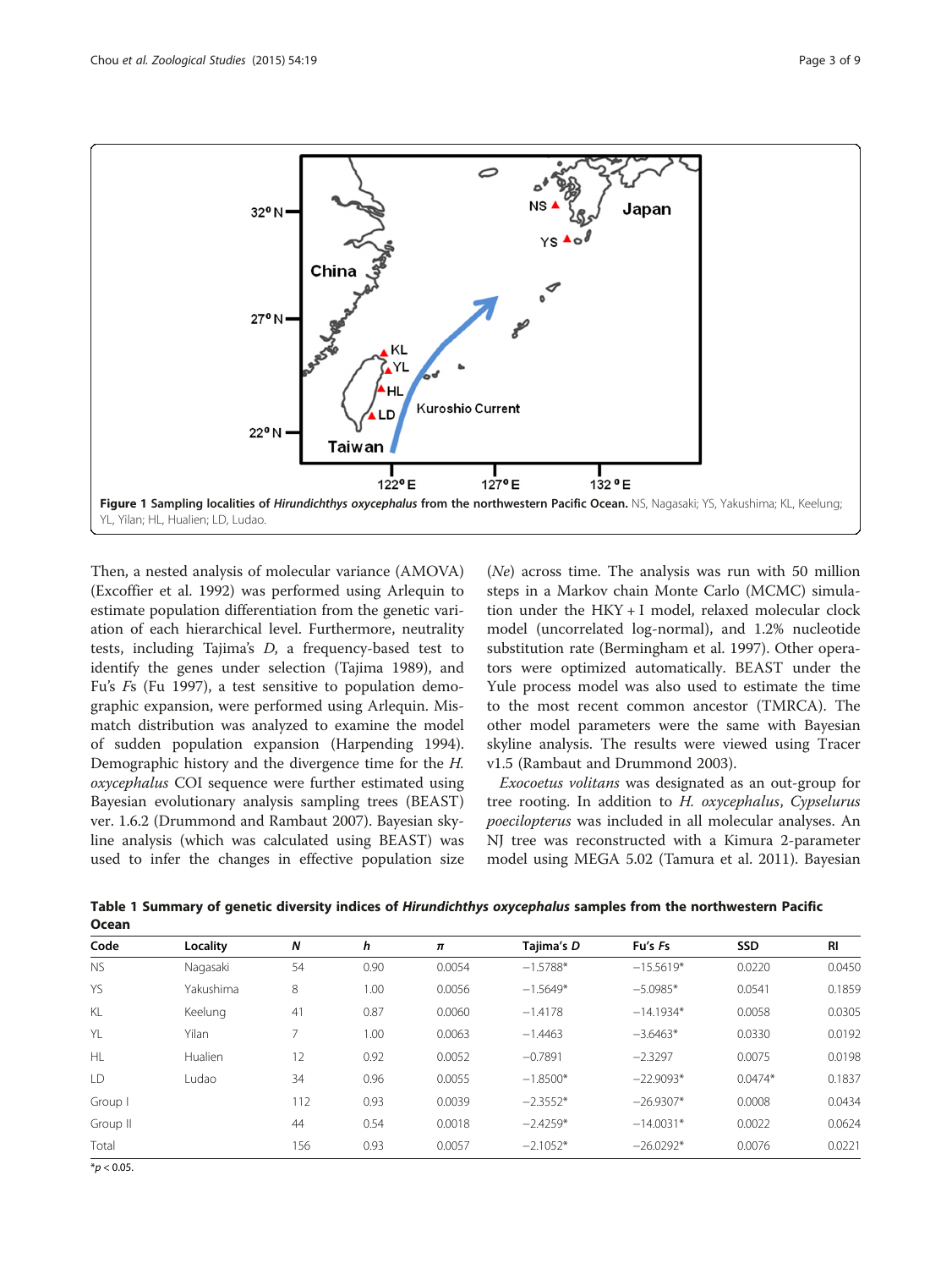**Figure 1 Sampling localities of *Hirundichthys oxycephalus* from the northwestern Pacific Ocean.** NS, Nagasaki; YS, Yakushima; KL, Keelung; YL, Yilan; HL, Hualien; LD, Ludao.

Then, a nested analysis of molecular variance (AMOVA) (Excoffier et al. 1992) was performed using Arlequin to estimate population differentiation from the genetic variation of each hierarchical level. Furthermore, neutrality tests, including Tajima's *D*, a frequency-based test to identify the genes under selection (Tajima 1989), and Fu's *Fs* (Fu 1997), a test sensitive to population demographic expansion, were performed using Arlequin. Mismatch distribution was analyzed to examine the model of sudden population expansion (Harpending 1994). Demographic history and the divergence time for the *H. oxycephalus* COI sequence were further estimated using Bayesian evolutionary analysis sampling trees (BEAST) ver. 1.6.2 (Drummond and Rambaut 2007). Bayesian skyline analysis (which was calculated using BEAST) was used to infer the changes in effective population size (*Ne*) across time. The analysis was run with 50 million steps in a Markov chain Monte Carlo (MCMC) simulation under the HKY + I model, relaxed molecular clock model (uncorrelated log-normal), and 1.2% nucleotide substitution rate (Bermingham et al. 1997). Other operators were optimized automatically. BEAST under the Yule process model was also used to estimate the time to the most recent common ancestor (TMRCA). The other model parameters were the same with Bayesian skyline analysis. The results were viewed using Tracer v1.5 (Rambaut and Drummond 2003).

*Exocoetus volitans* was designated as an out-group for tree rooting. In addition to *H. oxycephalus*, *Cypselurus poecilopterus* was included in all molecular analyses. An NJ tree was reconstructed with a Kimura 2-parameter model using MEGA 5.02 (Tamura et al. 2011). Bayesian

**Table 1 Summary of genetic diversity indices of *Hirundichthys oxycephalus* samples from the northwestern Pacific Ocean**

| Code | Locality | *N* | *h* | *π* | Tajima's *D* | Fu's *Fs* | SSD | RI |
|---|---|---|---|---|---|---|---|---|
| NS | Nagasaki | 54 | 0.90 | 0.0054 | −1.5788* | −15.5619* | 0.0220 | 0.0450 |
| YS | Yakushima | 8 | 1.00 | 0.0056 | −1.5649* | −5.0985* | 0.0541 | 0.1859 |
| KL | Keelung | 41 | 0.87 | 0.0060 | −1.4178 | −14.1934* | 0.0058 | 0.0305 |
| YL | Yilan | 7 | 1.00 | 0.0063 | −1.4463 | −3.6463* | 0.0330 | 0.0192 |
| HL | Hualien | 12 | 0.92 | 0.0052 | −0.7891 | −2.3297 | 0.0075 | 0.0198 |
| LD | Ludao | 34 | 0.96 | 0.0055 | −1.8500* | −22.9093* | 0.0474* | 0.1837 |
| Group I | | 112 | 0.93 | 0.0039 | −2.3552* | −26.9307* | 0.0008 | 0.0434 |
| Group II | | 44 | 0.54 | 0.0018 | −2.4259* | −14.0031* | 0.0022 | 0.0624 |
| Total | | 156 | 0.93 | 0.0057 | −2.1052* | −26.0292* | 0.0076 | 0.0221 |

*$p < 0.05$.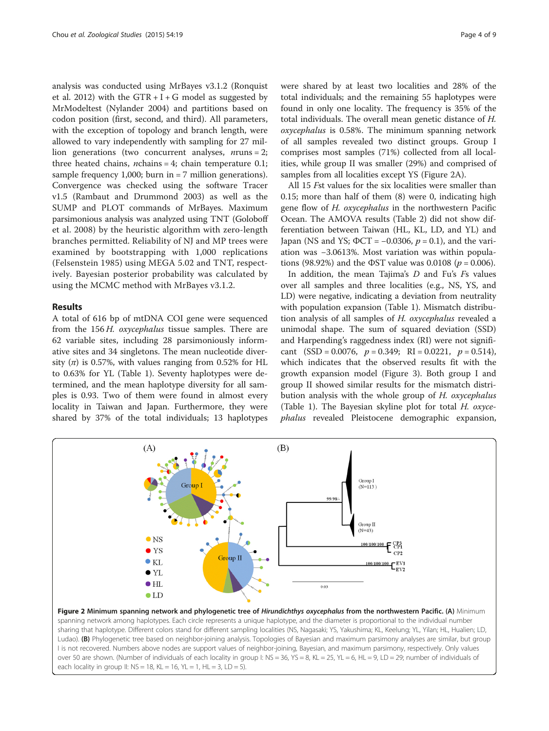analysis was conducted using MrBayes v3.1.2 (Ronquist et al. 2012) with the GTR + I + G model as suggested by MrModeltest (Nylander 2004) and partitions based on codon position (first, second, and third). All parameters, with the exception of topology and branch length, were allowed to vary independently with sampling for 27 million generations (two concurrent analyses, *n*runs = 2; three heated chains, *n*chains = 4; chain temperature 0.1; sample frequency 1,000; burn in = 7 million generations). Convergence was checked using the software Tracer v1.5 (Rambaut and Drummond 2003) as well as the SUMP and PLOT commands of MrBayes. Maximum parsimonious analysis was analyzed using TNT (Goloboff et al. 2008) by the heuristic algorithm with zero-length branches permitted. Reliability of NJ and MP trees were examined by bootstrapping with 1,000 replications (Felsenstein 1985) using MEGA 5.02 and TNT, respectively. Bayesian posterior probability was calculated by using the MCMC method with MrBayes v3.1.2.

## Results

A total of 616 bp of mtDNA COI gene were sequenced from the 156 *H. oxycephalus* tissue samples. There are 62 variable sites, including 28 parsimoniously informative sites and 34 singletons. The mean nucleotide diversity ($\pi$) is 0.57%, with values ranging from 0.52% for HL to 0.63% for YL (Table 1). Seventy haplotypes were determined, and the mean haplotype diversity for all samples is 0.93. Two of them were found in almost every locality in Taiwan and Japan. Furthermore, they were shared by 37% of the total individuals; 13 haplotypes were shared by at least two localities and 28% of the total individuals; and the remaining 55 haplotypes were found in only one locality. The frequency is 35% of the total individuals. The overall mean genetic distance of *H. oxycephalus* is 0.58%. The minimum spanning network of all samples revealed two distinct groups. Group I comprises most samples (71%) collected from all localities, while group II was smaller (29%) and comprised of samples from all localities except YS (Figure 2A).

All 15 *F*st values for the six localities were smaller than 0.15; more than half of them (8) were 0, indicating high gene flow of *H. oxycephalus* in the northwestern Pacific Ocean. The AMOVA results (Table 2) did not show differentiation between Taiwan (HL, KL, LD, and YL) and Japan (NS and YS; $\Phi$CT = −0.0306, $p = 0.1$), and the variation was −3.0613%. Most variation was within populations (98.92%) and the $\Phi$ST value was 0.0108 ($p = 0.006$).

In addition, the mean Tajima's *D* and Fu's *F*s values over all samples and three localities (e.g., NS, YS, and LD) were negative, indicating a deviation from neutrality with population expansion (Table 1). Mismatch distribution analysis of all samples of *H. oxycephalus* revealed a unimodal shape. The sum of squared deviation (SSD) and Harpending's raggedness index (RI) were not significant (SSD = 0.0076, $p = 0.349$; RI = 0.0221, $p = 0.514$), which indicates that the observed results fit with the growth expansion model (Figure 3). Both group I and group II showed similar results for the mismatch distribution analysis with the whole group of *H. oxycephalus* (Table 1). The Bayesian skyline plot for total *H. oxycephalus* revealed Pleistocene demographic expansion,

**Figure 2 Minimum spanning network and phylogenetic tree of *Hirundichthys oxycephalus* from the northwestern Pacific. (A)** Minimum spanning network among haplotypes. Each circle represents a unique haplotype, and the diameter is proportional to the individual number sharing that haplotype. Different colors stand for different sampling localities (NS, Nagasaki; YS, Yakushima; KL, Keelung; YL, Yilan; HL, Hualien; LD, Ludao). **(B)** Phylogenetic tree based on neighbor-joining analysis. Topologies of Bayesian and maximum parsimony analyses are similar, but group I is not recovered. Numbers above nodes are support values of neighbor-joining, Bayesian, and maximum parsimony, respectively. Only values over 50 are shown. (Number of individuals of each locality in group I: NS = 36, YS = 8, KL = 25, YL = 6, HL = 9, LD = 29; number of individuals of each locality in group II: NS = 18, KL = 16, YL = 1, HL = 3, LD = 5).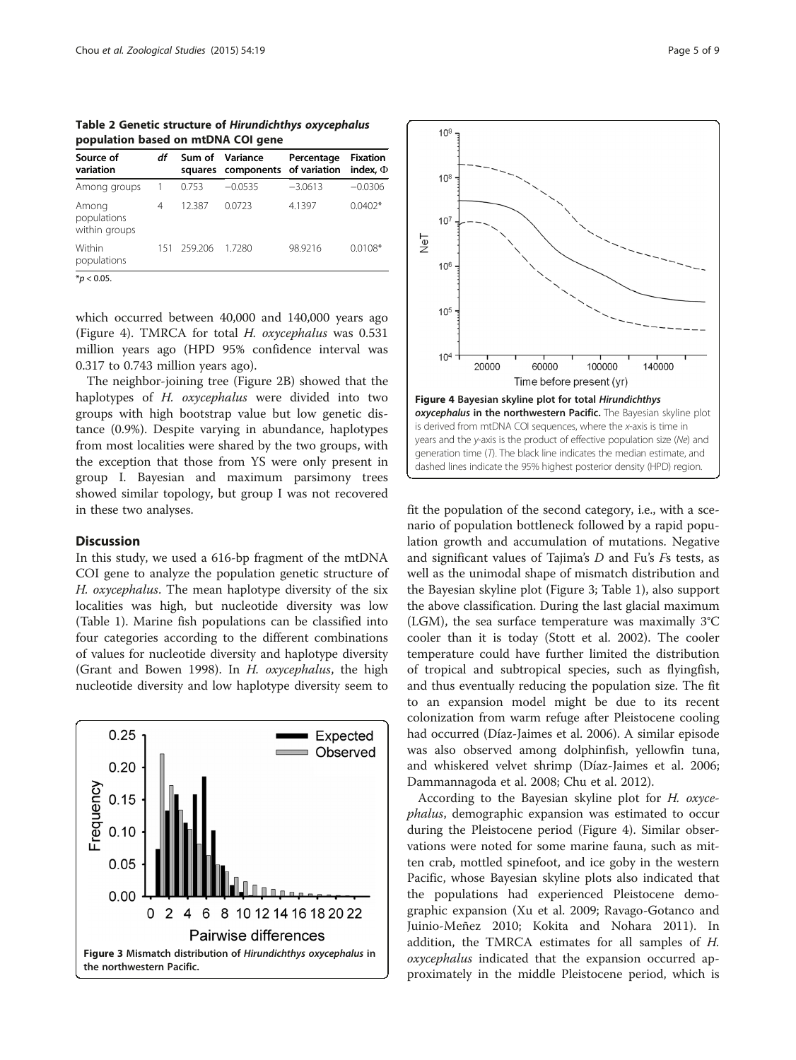**Table 2 Genetic structure of *Hirundichthys oxycephalus* population based on mtDNA COI gene**

| Source of variation | df | Sum of squares | Variance components | Percentage of variation | Fixation index, Φ |
|---|---|---|---|---|---|
| Among groups | 1 | 0.753 | −0.0535 | −3.0613 | −0.0306 |
| Among populations within groups | 4 | 12.387 | 0.0723 | 4.1397 | 0.0402* |
| Within populations | 151 | 259.206 | 1.7280 | 98.9216 | 0.0108* |

*$p < 0.05$.

which occurred between 40,000 and 140,000 years ago (Figure 4). TMRCA for total *H. oxycephalus* was 0.531 million years ago (HPD 95% confidence interval was 0.317 to 0.743 million years ago).

The neighbor-joining tree (Figure 2B) showed that the haplotypes of *H. oxycephalus* were divided into two groups with high bootstrap value but low genetic distance (0.9%). Despite varying in abundance, haplotypes from most localities were shared by the two groups, with the exception that those from YS were only present in group I. Bayesian and maximum parsimony trees showed similar topology, but group I was not recovered in these two analyses.

## Discussion

In this study, we used a 616-bp fragment of the mtDNA COI gene to analyze the population genetic structure of *H. oxycephalus*. The mean haplotype diversity of the six localities was high, but nucleotide diversity was low (Table 1). Marine fish populations can be classified into four categories according to the different combinations of values for nucleotide diversity and haplotype diversity (Grant and Bowen 1998). In *H. oxycephalus*, the high nucleotide diversity and low haplotype diversity seem to fit the population of the second category, i.e., with a scenario of population bottleneck followed by a rapid population growth and accumulation of mutations. Negative and significant values of Tajima's *D* and Fu's *F*s tests, as well as the unimodal shape of mismatch distribution and the Bayesian skyline plot (Figure 3; Table 1), also support the above classification. During the last glacial maximum (LGM), the sea surface temperature was maximally 3°C cooler than it is today (Stott et al. 2002). The cooler temperature could have further limited the distribution of tropical and subtropical species, such as flyingfish, and thus eventually reducing the population size. The fit to an expansion model might be due to its recent colonization from warm refuge after Pleistocene cooling had occurred (Díaz-Jaimes et al. 2006). A similar episode was also observed among dolphinfish, yellowfin tuna, and whiskered velvet shrimp (Díaz-Jaimes et al. 2006; Dammannagoda et al. 2008; Chu et al. 2012).

**Figure 3 Mismatch distribution of *Hirundichthys oxycephalus* in the northwestern Pacific.**

**Figure 4 Bayesian skyline plot for total *Hirundichthys oxycephalus* in the northwestern Pacific.** The Bayesian skyline plot is derived from mtDNA COI sequences, where the *x*-axis is time in years and the *y*-axis is the product of effective population size (*Ne*) and generation time (*T*). The black line indicates the median estimate, and dashed lines indicate the 95% highest posterior density (HPD) region.

According to the Bayesian skyline plot for *H. oxycephalus*, demographic expansion was estimated to occur during the Pleistocene period (Figure 4). Similar observations were noted for some marine fauna, such as mitten crab, mottled spinefoot, and ice goby in the western Pacific, whose Bayesian skyline plots also indicated that the populations had experienced Pleistocene demographic expansion (Xu et al. 2009; Ravago-Gotanco and Juinio-Meñez 2010; Kokita and Nohara 2011). In addition, the TMRCA estimates for all samples of *H. oxycephalus* indicated that the expansion occurred approximately in the middle Pleistocene period, which is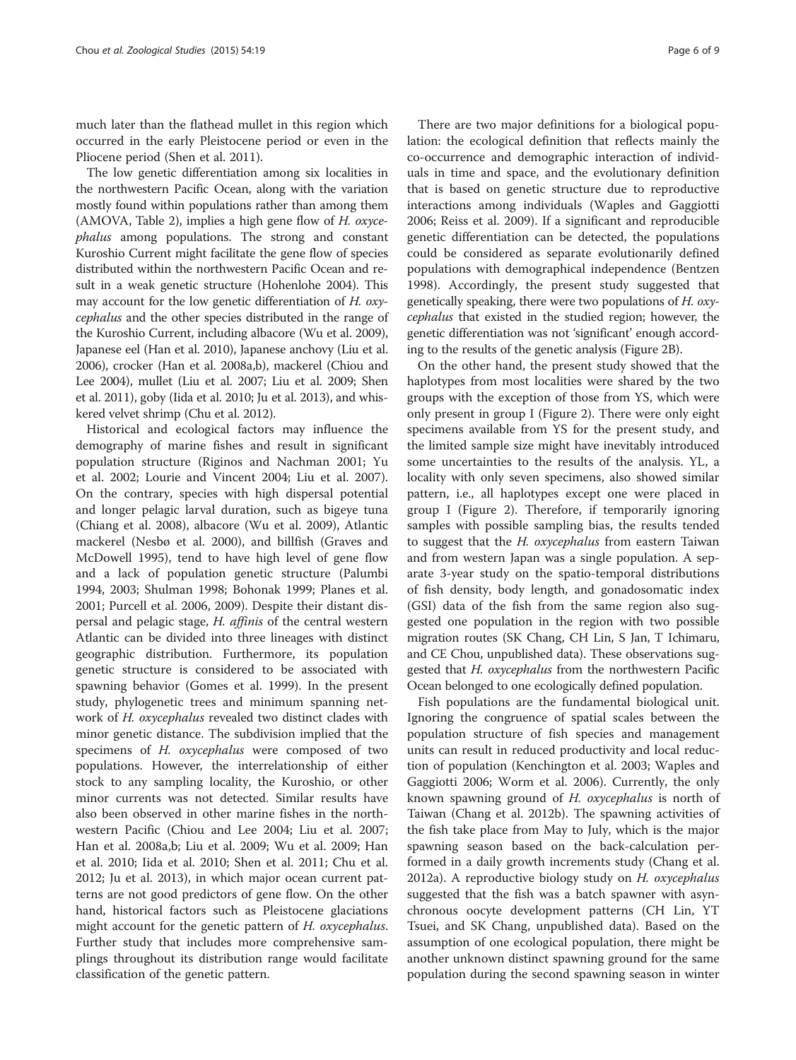much later than the flathead mullet in this region which occurred in the early Pleistocene period or even in the Pliocene period (Shen et al. 2011).

The low genetic differentiation among six localities in the northwestern Pacific Ocean, along with the variation mostly found within populations rather than among them (AMOVA, Table 2), implies a high gene flow of *H. oxycephalus* among populations. The strong and constant Kuroshio Current might facilitate the gene flow of species distributed within the northwestern Pacific Ocean and result in a weak genetic structure (Hohenlohe 2004). This may account for the low genetic differentiation of *H. oxycephalus* and the other species distributed in the range of the Kuroshio Current, including albacore (Wu et al. 2009), Japanese eel (Han et al. 2010), Japanese anchovy (Liu et al. 2006), crocker (Han et al. 2008a,b), mackerel (Chiou and Lee 2004), mullet (Liu et al. 2007; Liu et al. 2009; Shen et al. 2011), goby (Iida et al. 2010; Ju et al. 2013), and whiskered velvet shrimp (Chu et al. 2012).

Historical and ecological factors may influence the demography of marine fishes and result in significant population structure (Riginos and Nachman 2001; Yu et al. 2002; Lourie and Vincent 2004; Liu et al. 2007). On the contrary, species with high dispersal potential and longer pelagic larval duration, such as bigeye tuna (Chiang et al. 2008), albacore (Wu et al. 2009), Atlantic mackerel (Nesbø et al. 2000), and billfish (Graves and McDowell 1995), tend to have high level of gene flow and a lack of population genetic structure (Palumbi 1994, 2003; Shulman 1998; Bohonak 1999; Planes et al. 2001; Purcell et al. 2006, 2009). Despite their distant dispersal and pelagic stage, *H. affinis* of the central western Atlantic can be divided into three lineages with distinct geographic distribution. Furthermore, its population genetic structure is considered to be associated with spawning behavior (Gomes et al. 1999). In the present study, phylogenetic trees and minimum spanning network of *H. oxycephalus* revealed two distinct clades with minor genetic distance. The subdivision implied that the specimens of *H. oxycephalus* were composed of two populations. However, the interrelationship of either stock to any sampling locality, the Kuroshio, or other minor currents was not detected. Similar results have also been observed in other marine fishes in the northwestern Pacific (Chiou and Lee 2004; Liu et al. 2007; Han et al. 2008a,b; Liu et al. 2009; Wu et al. 2009; Han et al. 2010; Iida et al. 2010; Shen et al. 2011; Chu et al. 2012; Ju et al. 2013), in which major ocean current patterns are not good predictors of gene flow. On the other hand, historical factors such as Pleistocene glaciations might account for the genetic pattern of *H. oxycephalus*. Further study that includes more comprehensive samplings throughout its distribution range would facilitate classification of the genetic pattern.

There are two major definitions for a biological population: the ecological definition that reflects mainly the co-occurrence and demographic interaction of individuals in time and space, and the evolutionary definition that is based on genetic structure due to reproductive interactions among individuals (Waples and Gaggiotti 2006; Reiss et al. 2009). If a significant and reproducible genetic differentiation can be detected, the populations could be considered as separate evolutionarily defined populations with demographical independence (Bentzen 1998). Accordingly, the present study suggested that genetically speaking, there were two populations of *H. oxycephalus* that existed in the studied region; however, the genetic differentiation was not 'significant' enough according to the results of the genetic analysis (Figure 2B).

On the other hand, the present study showed that the haplotypes from most localities were shared by the two groups with the exception of those from YS, which were only present in group I (Figure 2). There were only eight specimens available from YS for the present study, and the limited sample size might have inevitably introduced some uncertainties to the results of the analysis. YL, a locality with only seven specimens, also showed similar pattern, i.e., all haplotypes except one were placed in group I (Figure 2). Therefore, if temporarily ignoring samples with possible sampling bias, the results tended to suggest that the *H. oxycephalus* from eastern Taiwan and from western Japan was a single population. A separate 3-year study on the spatio-temporal distributions of fish density, body length, and gonadosomatic index (GSI) data of the fish from the same region also suggested one population in the region with two possible migration routes (SK Chang, CH Lin, S Jan, T Ichimaru, and CE Chou, unpublished data). These observations suggested that *H. oxycephalus* from the northwestern Pacific Ocean belonged to one ecologically defined population.

Fish populations are the fundamental biological unit. Ignoring the congruence of spatial scales between the population structure of fish species and management units can result in reduced productivity and local reduction of population (Kenchington et al. 2003; Waples and Gaggiotti 2006; Worm et al. 2006). Currently, the only known spawning ground of *H. oxycephalus* is north of Taiwan (Chang et al. 2012b). The spawning activities of the fish take place from May to July, which is the major spawning season based on the back-calculation performed in a daily growth increments study (Chang et al. 2012a). A reproductive biology study on *H. oxycephalus* suggested that the fish was a batch spawner with asynchronous oocyte development patterns (CH Lin, YT Tsuei, and SK Chang, unpublished data). Based on the assumption of one ecological population, there might be another unknown distinct spawning ground for the same population during the second spawning season in winter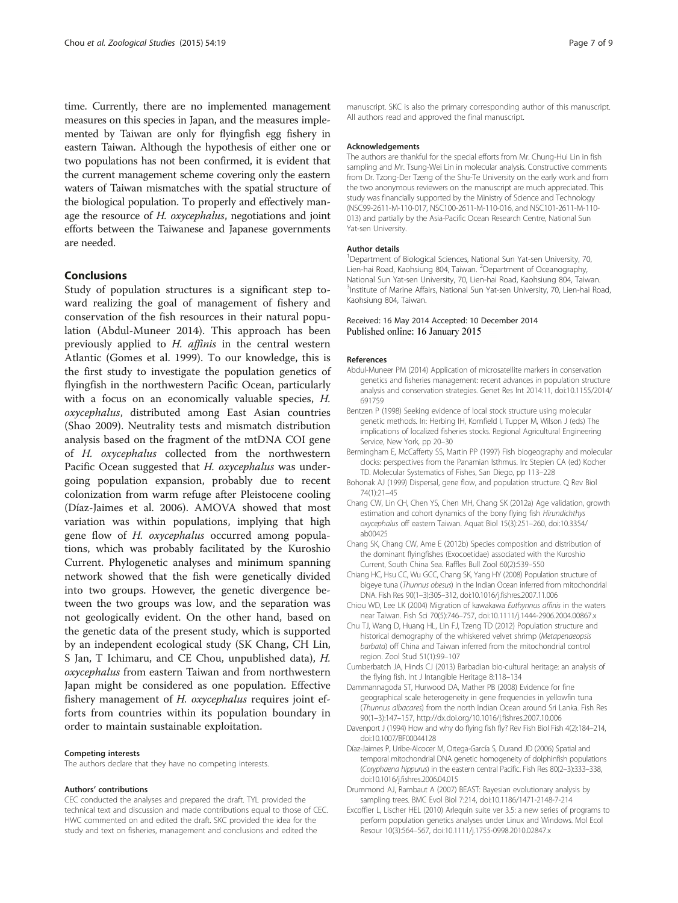time. Currently, there are no implemented management measures on this species in Japan, and the measures implemented by Taiwan are only for flyingfish egg fishery in eastern Taiwan. Although the hypothesis of either one or two populations has not been confirmed, it is evident that the current management scheme covering only the eastern waters of Taiwan mismatches with the spatial structure of the biological population. To properly and effectively manage the resource of *H. oxycephalus*, negotiations and joint efforts between the Taiwanese and Japanese governments are needed.

## Conclusions

Study of population structures is a significant step toward realizing the goal of management of fishery and conservation of the fish resources in their natural population (Abdul-Muneer 2014). This approach has been previously applied to *H. affinis* in the central western Atlantic (Gomes et al. 1999). To our knowledge, this is the first study to investigate the population genetics of flyingfish in the northwestern Pacific Ocean, particularly with a focus on an economically valuable species, *H. oxycephalus*, distributed among East Asian countries (Shao 2009). Neutrality tests and mismatch distribution analysis based on the fragment of the mtDNA COI gene of *H. oxycephalus* collected from the northwestern Pacific Ocean suggested that *H. oxycephalus* was undergoing population expansion, probably due to recent colonization from warm refuge after Pleistocene cooling (Díaz-Jaimes et al. 2006). AMOVA showed that most variation was within populations, implying that high gene flow of *H. oxycephalus* occurred among populations, which was probably facilitated by the Kuroshio Current. Phylogenetic analyses and minimum spanning network showed that the fish were genetically divided into two groups. However, the genetic divergence between the two groups was low, and the separation was not geologically evident. On the other hand, based on the genetic data of the present study, which is supported by an independent ecological study (SK Chang, CH Lin, S Jan, T Ichimaru, and CE Chou, unpublished data), *H. oxycephalus* from eastern Taiwan and from northwestern Japan might be considered as one population. Effective fishery management of *H. oxycephalus* requires joint efforts from countries within its population boundary in order to maintain sustainable exploitation.

#### Competing interests

The authors declare that they have no competing interests.

#### Authors' contributions

CEC conducted the analyses and prepared the draft. TYL provided the technical text and discussion and made contributions equal to those of CEC. HWC commented on and edited the draft. SKC provided the idea for the study and text on fisheries, management and conclusions and edited the manuscript. SKC is also the primary corresponding author of this manuscript. All authors read and approved the final manuscript.

#### Acknowledgements

The authors are thankful for the special efforts from Mr. Chung-Hui Lin in fish sampling and Mr. Tsung-Wei Lin in molecular analysis. Constructive comments from Dr. Tzong-Der Tzeng of the Shu-Te University on the early work and from the two anonymous reviewers on the manuscript are much appreciated. This study was financially supported by the Ministry of Science and Technology (NSC99-2611-M-110-017, NSC100-2611-M-110-016, and NSC101-2611-M-110-013) and partially by the Asia-Pacific Ocean Research Centre, National Sun Yat-sen University.

#### Author details

[1]Department of Biological Sciences, National Sun Yat-sen University, 70, Lien-hai Road, Kaohsiung 804, Taiwan. [2]Department of Oceanography, National Sun Yat-sen University, 70, Lien-hai Road, Kaohsiung 804, Taiwan. [3]Institute of Marine Affairs, National Sun Yat-sen University, 70, Lien-hai Road, Kaohsiung 804, Taiwan.

Received: 16 May 2014 Accepted: 10 December 2014
Published online: 16 January 2015

#### References

Abdul-Muneer PM (2014) Application of microsatellite markers in conservation genetics and fisheries management: recent advances in population structure analysis and conservation strategies. Genet Res Int 2014:11, doi:10.1155/2014/691759

Bentzen P (1998) Seeking evidence of local stock structure using molecular genetic methods. In: Herbing IH, Kornfield I, Tupper M, Wilson J (eds) The implications of localized fisheries stocks. Regional Agricultural Engineering Service, New York, pp 20–30

Bermingham E, McCafferty SS, Martin PP (1997) Fish biogeography and molecular clocks: perspectives from the Panamian Isthmus. In: Stepien CA (ed) Kocher TD. Molecular Systematics of Fishes, San Diego, pp 113–228

Bohonak AJ (1999) Dispersal, gene flow, and population structure. Q Rev Biol 74(1):21–45

Chang CW, Lin CH, Chen YS, Chen MH, Chang SK (2012a) Age validation, growth estimation and cohort dynamics of the bony flying fish *Hirundichthys oxycephalus* off eastern Taiwan. Aquat Biol 15(3):251–260, doi:10.3354/ab00425

Chang SK, Chang CW, Ame E (2012b) Species composition and distribution of the dominant flyingfishes (Exocoetidae) associated with the Kuroshio Current, South China Sea. Raffles Bull Zool 60(2):539–550

Chiang HC, Hsu CC, Wu GCC, Chang SK, Yang HY (2008) Population structure of bigeye tuna (*Thunnus obesus*) in the Indian Ocean inferred from mitochondrial DNA. Fish Res 90(1–3):305–312, doi:10.1016/j.fishres.2007.11.006

Chiou WD, Lee LK (2004) Migration of kawakawa *Euthynnus affinis* in the waters near Taiwan. Fish Sci 70(5):746–757, doi:10.1111/j.1444-2906.2004.00867.x

Chu TJ, Wang D, Huang HL, Lin FJ, Tzeng TD (2012) Population structure and historical demography of the whiskered velvet shrimp (*Metapenaeopsis barbata*) off China and Taiwan inferred from the mitochondrial control region. Zool Stud 51(1):99–107

Cumberbatch JA, Hinds CJ (2013) Barbadian bio-cultural heritage: an analysis of the flying fish. Int J Intangible Heritage 8:118–134

Dammannagoda ST, Hurwood DA, Mather PB (2008) Evidence for fine geographical scale heterogeneity in gene frequencies in yellowfin tuna (*Thunnus albacares*) from the north Indian Ocean around Sri Lanka. Fish Res 90(1–3):147–157, http://dx.doi.org/10.1016/j.fishres.2007.10.006

Davenport J (1994) How and why do flying fish fly? Rev Fish Biol Fish 4(2):184–214, doi:10.1007/BF00044128

Díaz-Jaimes P, Uribe-Alcocer M, Ortega-García S, Durand JD (2006) Spatial and temporal mitochondrial DNA genetic homogeneity of dolphinfish populations (*Coryphaena hippurus*) in the eastern central Pacific. Fish Res 80(2–3):333–338, doi:10.1016/j.fishres.2006.04.015

Drummond AJ, Rambaut A (2007) BEAST: Bayesian evolutionary analysis by sampling trees. BMC Evol Biol 7:214, doi:10.1186/1471-2148-7-214

Excoffier L, Lischer HEL (2010) Arlequin suite ver 3.5: a new series of programs to perform population genetics analyses under Linux and Windows. Mol Ecol Resour 10(3):564–567, doi:10.1111/j.1755-0998.2010.02847.x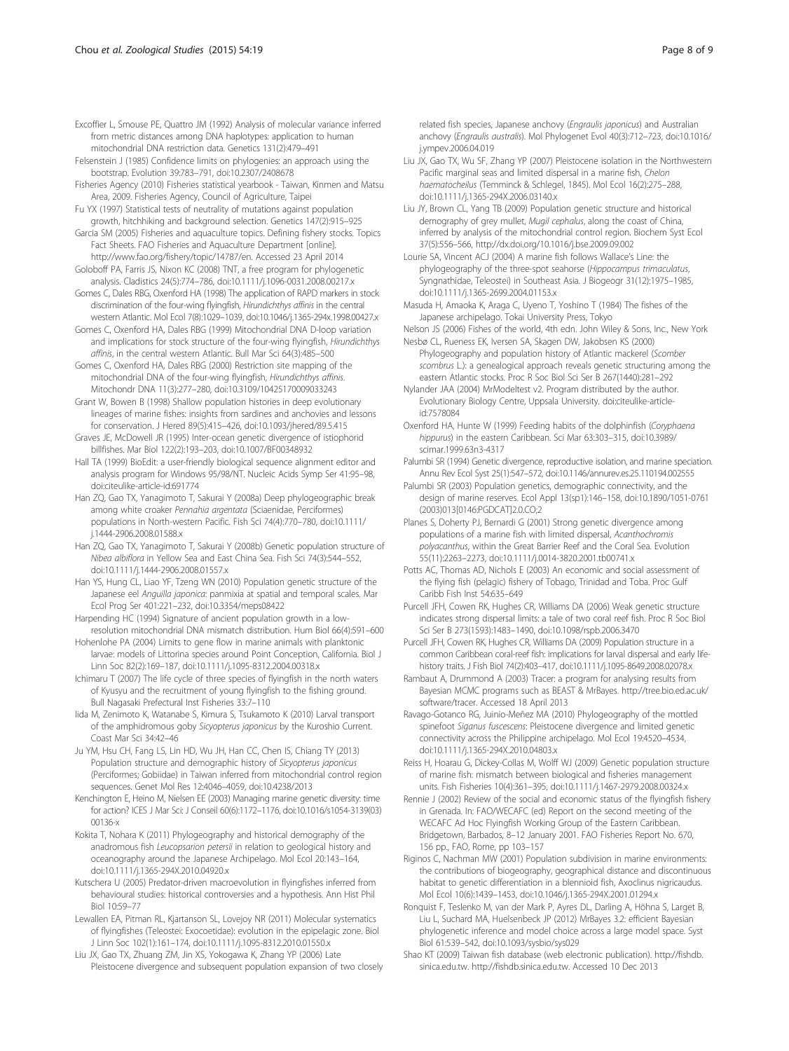Excoffier L, Smouse PE, Quattro JM (1992) Analysis of molecular variance inferred from metric distances among DNA haplotypes: application to human mitochondrial DNA restriction data. Genetics 131(2):479–491

Felsenstein J (1985) Confidence limits on phylogenies: an approach using the bootstrap. Evolution 39:783–791, doi:10.2307/2408678

Fisheries Agency (2010) Fisheries statistical yearbook - Taiwan, Kinmen and Matsu Area, 2009. Fisheries Agency, Council of Agriculture, Taipei

Fu YX (1997) Statistical tests of neutrality of mutations against population growth, hitchhiking and background selection. Genetics 147(2):915–925

Garcia SM (2005) Fisheries and aquaculture topics. Defining fishery stocks. Topics Fact Sheets. FAO Fisheries and Aquaculture Department [online]. http://www.fao.org/fishery/topic/14787/en. Accessed 23 April 2014

Goloboff PA, Farris JS, Nixon KC (2008) TNT, a free program for phylogenetic analysis. Cladistics 24(5):774–786, doi:10.1111/j.1096-0031.2008.00217.x

Gomes C, Dales RBG, Oxenford HA (1998) The application of RAPD markers in stock discrimination of the four-wing flyingfish, *Hirundichthys affinis* in the central western Atlantic. Mol Ecol 7(8):1029–1039, doi:10.1046/j.1365-294x.1998.00427.x

Gomes C, Oxenford HA, Dales RBG (1999) Mitochondrial DNA D-loop variation and implications for stock structure of the four-wing flyingfish, *Hirundichthys affinis*, in the central western Atlantic. Bull Mar Sci 64(3):485–500

Gomes C, Oxenford HA, Dales RBG (2000) Restriction site mapping of the mitochondrial DNA of the four-wing flyingfish, *Hirundichthys affinis*. Mitochondr DNA 11(3):277–280, doi:10.3109/10425170009033243

Grant W, Bowen B (1998) Shallow population histories in deep evolutionary lineages of marine fishes: insights from sardines and anchovies and lessons for conservation. J Hered 89(5):415–426, doi:10.1093/jhered/89.5.415

Graves JE, McDowell JR (1995) Inter-ocean genetic divergence of istiophorid billfishes. Mar Biol 122(2):193–203, doi:10.1007/BF00348932

Hall TA (1999) BioEdit: a user-friendly biological sequence alignment editor and analysis program for Windows 95/98/NT. Nucleic Acids Symp Ser 41:95–98, doi:citeulike-article-id:691774

Han ZQ, Gao TX, Yanagimoto T, Sakurai Y (2008a) Deep phylogeographic break among white croaker *Pennahia argentata* (Sciaenidae, Perciformes) populations in North-western Pacific. Fish Sci 74(4):770–780, doi:10.1111/j.1444-2906.2008.01588.x

Han ZQ, Gao TX, Yanagimoto T, Sakurai Y (2008b) Genetic population structure of *Nibea albiflora* in Yellow Sea and East China Sea. Fish Sci 74(3):544–552, doi:10.1111/j.1444-2906.2008.01557.x

Han YS, Hung CL, Liao YF, Tzeng WN (2010) Population genetic structure of the Japanese eel *Anguilla japonica*: panmixia at spatial and temporal scales. Mar Ecol Prog Ser 401:221–232, doi:10.3354/meps08422

Harpending HC (1994) Signature of ancient population growth in a low-resolution mitochondrial DNA mismatch distribution. Hum Biol 66(4):591–600

Hohenlohe PA (2004) Limits to gene flow in marine animals with planktonic larvae: models of Littorina species around Point Conception, California. Biol J Linn Soc 82(2):169–187, doi:10.1111/j.1095-8312.2004.00318.x

Ichimaru T (2007) The life cycle of three species of flyingfish in the north waters of Kyusyu and the recruitment of young flyingfish to the fishing ground. Bull Nagasaki Prefectural Inst Fisheries 33:7–110

Iida M, Zenimoto K, Watanabe S, Kimura S, Tsukamoto K (2010) Larval transport of the amphidromous goby *Sicyopterus japonicus* by the Kuroshio Current. Coast Mar Sci 34:42–46

Ju YM, Hsu CH, Fang LS, Lin HD, Wu JH, Han CC, Chen IS, Chiang TY (2013) Population structure and demographic history of *Sicyopterus japonicus* (Perciformes; Gobiidae) in Taiwan inferred from mitochondrial control region sequences. Genet Mol Res 12:4046–4059, doi:10.4238/2013

Kenchington E, Heino M, Nielsen EE (2003) Managing marine genetic diversity: time for action? ICES J Mar Sci: J Conseil 60(6):1172–1176, doi:10.1016/s1054-3139(03)00136-x

Kokita T, Nohara K (2011) Phylogeography and historical demography of the anadromous fish *Leucopsarion petersii* in relation to geological history and oceanography around the Japanese Archipelago. Mol Ecol 20:143–164, doi:10.1111/j.1365-294X.2010.04920.x

Kutschera U (2005) Predator-driven macroevolution in flyingfishes inferred from behavioural studies: historical controversies and a hypothesis. Ann Hist Phil Biol 10:59–77

Lewallen EA, Pitman RL, Kjartanson SL, Lovejoy NR (2011) Molecular systematics of flyingfishes (Teleostei: Exocoetidae): evolution in the epipelagic zone. Biol J Linn Soc 102(1):161–174, doi:10.1111/j.1095-8312.2010.01550.x

Liu JX, Gao TX, Zhuang ZM, Jin XS, Yokogawa K, Zhang YP (2006) Late Pleistocene divergence and subsequent population expansion of two closely related fish species, Japanese anchovy (*Engraulis japonicus*) and Australian anchovy (*Engraulis australis*). Mol Phylogenet Evol 40(3):712–723, doi:10.1016/j.ympev.2006.04.019

Liu JX, Gao TX, Wu SF, Zhang YP (2007) Pleistocene isolation in the Northwestern Pacific marginal seas and limited dispersal in a marine fish, *Chelon haematocheilus* (Temminck & Schlegel, 1845). Mol Ecol 16(2):275–288, doi:10.1111/j.1365-294X.2006.03140.x

Liu JY, Brown CL, Yang TB (2009) Population genetic structure and historical demography of grey mullet, *Mugil cephalus*, along the coast of China, inferred by analysis of the mitochondrial control region. Biochem Syst Ecol 37(5):556–566, http://dx.doi.org/10.1016/j.bse.2009.09.002

Lourie SA, Vincent ACJ (2004) A marine fish follows Wallace's Line: the phylogeography of the three-spot seahorse (*Hippocampus trimaculatus*, Syngnathidae, Teleostei) in Southeast Asia. J Biogeogr 31(12):1975–1985, doi:10.1111/j.1365-2699.2004.01153.x

Masuda H, Amaoka K, Araga C, Uyeno T, Yoshino T (1984) The fishes of the Japanese archipelago. Tokai University Press, Tokyo

Nelson JS (2006) Fishes of the world, 4th edn. John Wiley & Sons, Inc., New York

Nesbø CL, Rueness EK, Iversen SA, Skagen DW, Jakobsen KS (2000) Phylogeography and population history of Atlantic mackerel (*Scomber scombrus* L.): a genealogical approach reveals genetic structuring among the eastern Atlantic stocks. Proc R Soc Biol Sci Ser B 267(1440):281–292

Nylander JAA (2004) MrModeltest v2. Program distributed by the author. Evolutionary Biology Centre, Uppsala University. doi:citeulike-article-id:7578084

Oxenford HA, Hunte W (1999) Feeding habits of the dolphinfish (*Coryphaena hippurus*) in the eastern Caribbean. Sci Mar 63:303–315, doi:10.3989/scimar.1999.63n3-4317

Palumbi SR (1994) Genetic divergence, reproductive isolation, and marine speciation. Annu Rev Ecol Syst 25(1):547–572, doi:10.1146/annurev.es.25.110194.002555

Palumbi SR (2003) Population genetics, demographic connectivity, and the design of marine reserves. Ecol Appl 13(sp1):146–158, doi:10.1890/1051-0761(2003)013[0146:PGDCAT]2.0.CO;2

Planes S, Doherty PJ, Bernardi G (2001) Strong genetic divergence among populations of a marine fish with limited dispersal, *Acanthochromis polyacanthus*, within the Great Barrier Reef and the Coral Sea. Evolution 55(11):2263–2273, doi:10.1111/j.0014-3820.2001.tb00741.x

Potts AC, Thomas AD, Nichols E (2003) An economic and social assessment of the flying fish (pelagic) fishery of Tobago, Trinidad and Toba. Proc Gulf Caribb Fish Inst 54:635–649

Purcell JFH, Cowen RK, Hughes CR, Williams DA (2006) Weak genetic structure indicates strong dispersal limits: a tale of two coral reef fish. Proc R Soc Biol Sci Ser B 273(1593):1483–1490, doi:10.1098/rspb.2006.3470

Purcell JFH, Cowen RK, Hughes CR, Williams DA (2009) Population structure in a common Caribbean coral-reef fish: implications for larval dispersal and early life-history traits. J Fish Biol 74(2):403–417, doi:10.1111/j.1095-8649.2008.02078.x

Rambaut A, Drummond A (2003) Tracer: a program for analysing results from Bayesian MCMC programs such as BEAST & MrBayes. http://tree.bio.ed.ac.uk/software/tracer. Accessed 18 April 2013

Ravago-Gotanco RG, Juinio-Meñez MA (2010) Phylogeography of the mottled spinefoot *Siganus fuscescens*: Pleistocene divergence and limited genetic connectivity across the Philippine archipelago. Mol Ecol 19:4520–4534, doi:10.1111/j.1365-294X.2010.04803.x

Reiss H, Hoarau G, Dickey-Collas M, Wolff WJ (2009) Genetic population structure of marine fish: mismatch between biological and fisheries management units. Fish Fisheries 10(4):361–395, doi:10.1111/j.1467-2979.2008.00324.x

Rennie J (2002) Review of the social and economic status of the flyingfish fishery in Grenada. In: FAO/WECAFC (ed) Report on the second meeting of the WECAFC Ad Hoc Flyingfish Working Group of the Eastern Caribbean. Bridgetown, Barbados, 8–12 January 2001. FAO Fisheries Report No. 670, 156 pp., FAO, Rome, pp 103–157

Riginos C, Nachman MW (2001) Population subdivision in marine environments: the contributions of biogeography, geographical distance and discontinuous habitat to genetic differentiation in a blennioid fish, Axoclinus nigricaudus. Mol Ecol 10(6):1439–1453, doi:10.1046/j.1365-294X.2001.01294.x

Ronquist F, Teslenko M, van der Mark P, Ayres DL, Darling A, Höhna S, Larget B, Liu L, Suchard MA, Huelsenbeck JP (2012) MrBayes 3.2: efficient Bayesian phylogenetic inference and model choice across a large model space. Syst Biol 61:539–542, doi:10.1093/sysbio/sys029

Shao KT (2009) Taiwan fish database (web electronic publication). http://fishdb.sinica.edu.tw. http://fishdb.sinica.edu.tw. Accessed 10 Dec 2013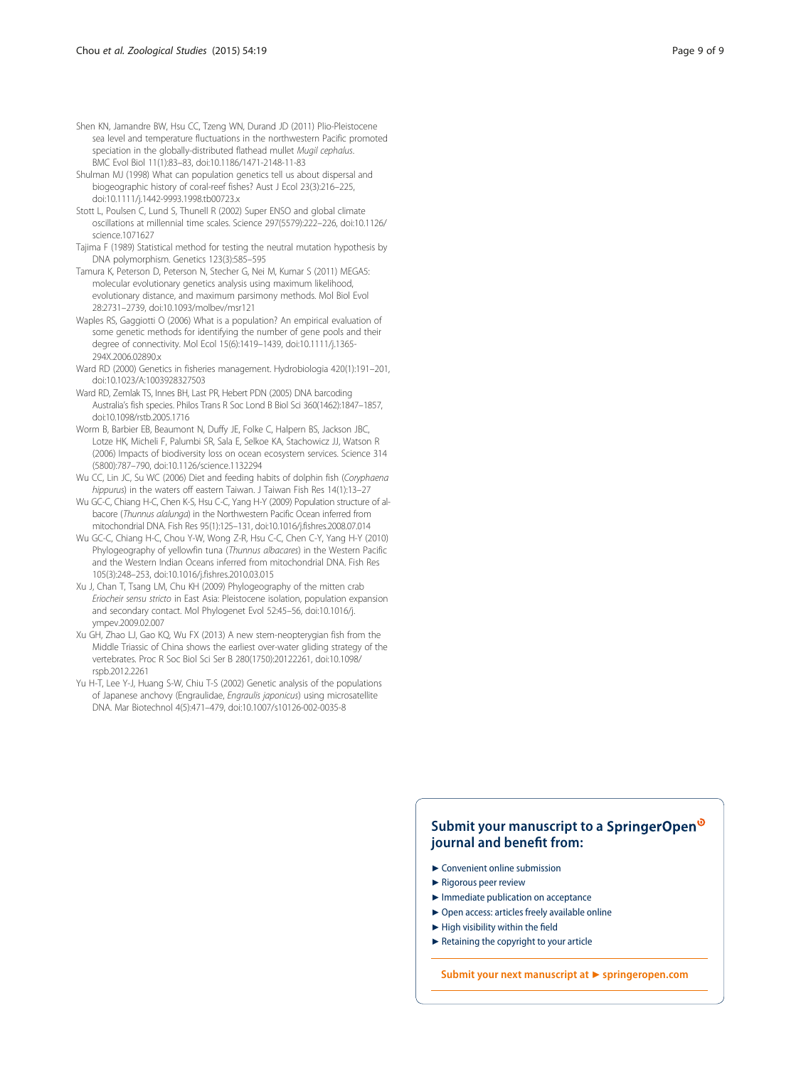Shen KN, Jamandre BW, Hsu CC, Tzeng WN, Durand JD (2011) Plio-Pleistocene sea level and temperature fluctuations in the northwestern Pacific promoted speciation in the globally-distributed flathead mullet *Mugil cephalus*. BMC Evol Biol 11(1):83–83, doi:10.1186/1471-2148-11-83

Shulman MJ (1998) What can population genetics tell us about dispersal and biogeographic history of coral-reef fishes? Aust J Ecol 23(3):216–225, doi:10.1111/j.1442-9993.1998.tb00723.x

Stott L, Poulsen C, Lund S, Thunell R (2002) Super ENSO and global climate oscillations at millennial time scales. Science 297(5579):222–226, doi:10.1126/science.1071627

Tajima F (1989) Statistical method for testing the neutral mutation hypothesis by DNA polymorphism. Genetics 123(3):585–595

Tamura K, Peterson D, Peterson N, Stecher G, Nei M, Kumar S (2011) MEGA5: molecular evolutionary genetics analysis using maximum likelihood, evolutionary distance, and maximum parsimony methods. Mol Biol Evol 28:2731–2739, doi:10.1093/molbev/msr121

Waples RS, Gaggiotti O (2006) What is a population? An empirical evaluation of some genetic methods for identifying the number of gene pools and their degree of connectivity. Mol Ecol 15(6):1419–1439, doi:10.1111/j.1365-294X.2006.02890.x

Ward RD (2000) Genetics in fisheries management. Hydrobiologia 420(1):191–201, doi:10.1023/A:1003928327503

Ward RD, Zemlak TS, Innes BH, Last PR, Hebert PDN (2005) DNA barcoding Australia's fish species. Philos Trans R Soc Lond B Biol Sci 360(1462):1847–1857, doi:10.1098/rstb.2005.1716

Worm B, Barbier EB, Beaumont N, Duffy JE, Folke C, Halpern BS, Jackson JBC, Lotze HK, Micheli F, Palumbi SR, Sala E, Selkoe KA, Stachowicz JJ, Watson R (2006) Impacts of biodiversity loss on ocean ecosystem services. Science 314(5800):787–790, doi:10.1126/science.1132294

Wu CC, Lin JC, Su WC (2006) Diet and feeding habits of dolphin fish (*Coryphaena hippurus*) in the waters off eastern Taiwan. J Taiwan Fish Res 14(1):13–27

Wu GC-C, Chiang H-C, Chen K-S, Hsu C-C, Yang H-Y (2009) Population structure of albacore (*Thunnus alalunga*) in the Northwestern Pacific Ocean inferred from mitochondrial DNA. Fish Res 95(1):125–131, doi:10.1016/j.fishres.2008.07.014

Wu GC-C, Chiang H-C, Chou Y-W, Wong Z-R, Hsu C-C, Chen C-Y, Yang H-Y (2010) Phylogeography of yellowfin tuna (*Thunnus albacares*) in the Western Pacific and the Western Indian Oceans inferred from mitochondrial DNA. Fish Res 105(3):248–253, doi:10.1016/j.fishres.2010.03.015

Xu J, Chan T, Tsang LM, Chu KH (2009) Phylogeography of the mitten crab *Eriocheir sensu stricto* in East Asia: Pleistocene isolation, population expansion and secondary contact. Mol Phylogenet Evol 52:45–56, doi:10.1016/j.ympev.2009.02.007

Xu GH, Zhao LJ, Gao KQ, Wu FX (2013) A new stem-neopterygian fish from the Middle Triassic of China shows the earliest over-water gliding strategy of the vertebrates. Proc R Soc Biol Sci Ser B 280(1750):20122261, doi:10.1098/rspb.2012.2261

Yu H-T, Lee Y-J, Huang S-W, Chiu T-S (2002) Genetic analysis of the populations of Japanese anchovy (Engraulidae, *Engraulis japonicus*) using microsatellite DNA. Mar Biotechnol 4(5):471–479, doi:10.1007/s10126-002-0035-8

**Submit your manuscript to a SpringerOpen journal and benefit from:**

- ► Convenient online submission
- ► Rigorous peer review
- ► Immediate publication on acceptance
- ► Open access: articles freely available online
- ► High visibility within the field
- ► Retaining the copyright to your article

**Submit your next manuscript at ► springeropen.com**